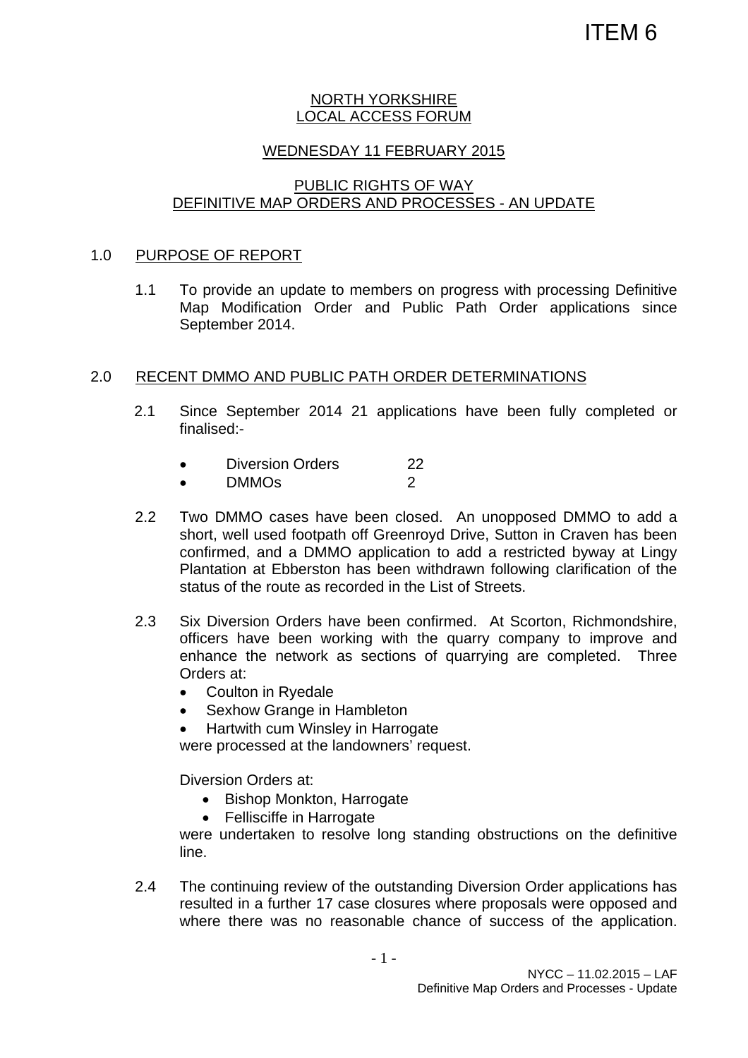ITEM 6

NORTH YORKSHIRE
LOCAL ACCESS FORUM

WEDNESDAY 11 FEBRUARY 2015

PUBLIC RIGHTS OF WAY
DEFINITIVE MAP ORDERS AND PROCESSES - AN UPDATE

## 1.0 PURPOSE OF REPORT

1.1 To provide an update to members on progress with processing Definitive Map Modification Order and Public Path Order applications since September 2014.

## 2.0 RECENT DMMO AND PUBLIC PATH ORDER DETERMINATIONS

2.1 Since September 2014 21 applications have been fully completed or finalised:-

- Diversion Orders 22
- DMMOs 2

2.2 Two DMMO cases have been closed. An unopposed DMMO to add a short, well used footpath off Greenroyd Drive, Sutton in Craven has been confirmed, and a DMMO application to add a restricted byway at Lingy Plantation at Ebberston has been withdrawn following clarification of the status of the route as recorded in the List of Streets.

2.3 Six Diversion Orders have been confirmed. At Scorton, Richmondshire, officers have been working with the quarry company to improve and enhance the network as sections of quarrying are completed. Three Orders at:

- Coulton in Ryedale
- Sexhow Grange in Hambleton
- Hartwith cum Winsley in Harrogate

were processed at the landowners' request.

Diversion Orders at:

- Bishop Monkton, Harrogate
- Fellisciffe in Harrogate

were undertaken to resolve long standing obstructions on the definitive line.

2.4 The continuing review of the outstanding Diversion Order applications has resulted in a further 17 case closures where proposals were opposed and where there was no reasonable chance of success of the application.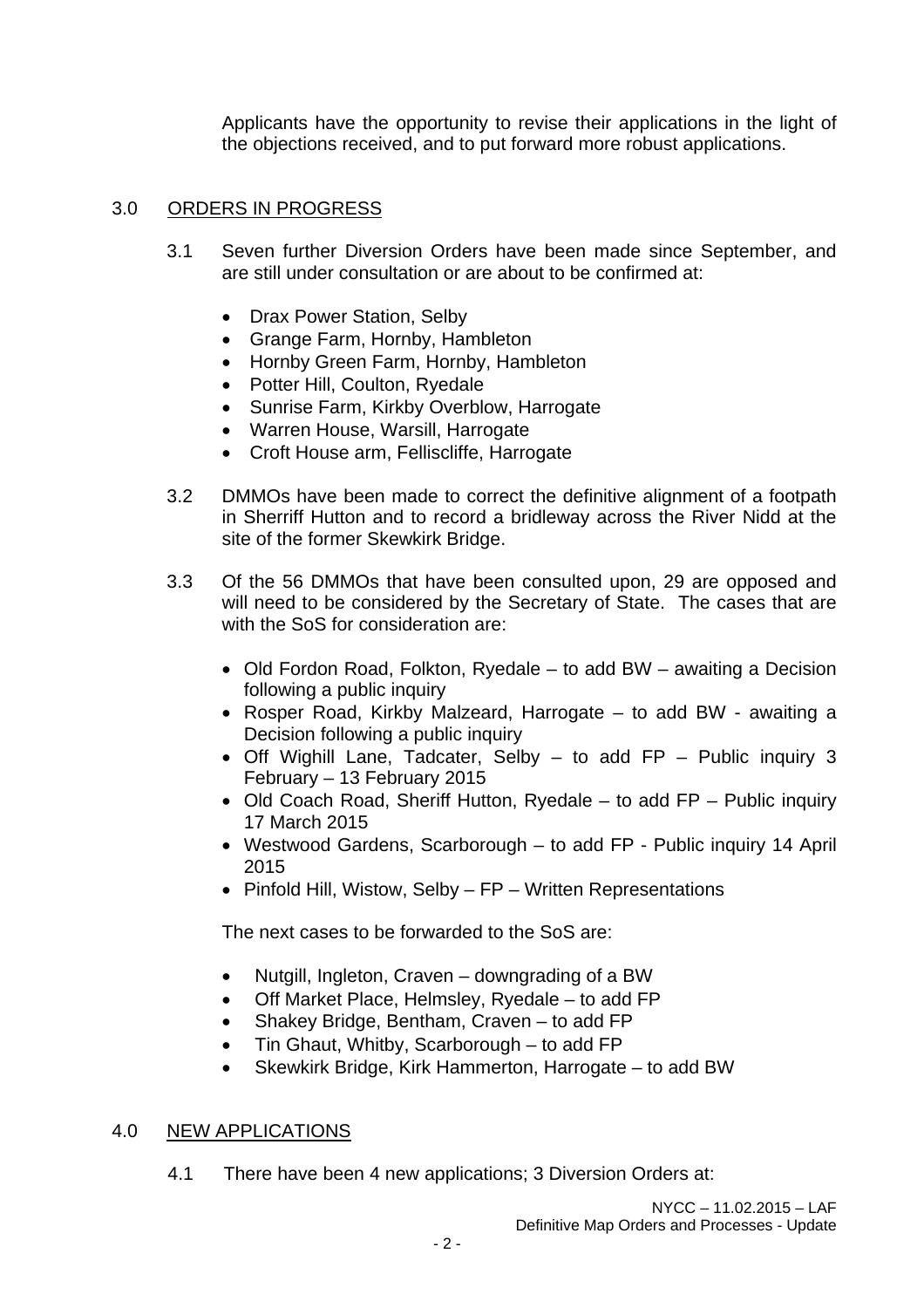Applicants have the opportunity to revise their applications in the light of the objections received, and to put forward more robust applications.

## 3.0 ORDERS IN PROGRESS

3.1 Seven further Diversion Orders have been made since September, and are still under consultation or are about to be confirmed at:

- Drax Power Station, Selby
- Grange Farm, Hornby, Hambleton
- Hornby Green Farm, Hornby, Hambleton
- Potter Hill, Coulton, Ryedale
- Sunrise Farm, Kirkby Overblow, Harrogate
- Warren House, Warsill, Harrogate
- Croft House arm, Felliscliffe, Harrogate

3.2 DMMOs have been made to correct the definitive alignment of a footpath in Sherriff Hutton and to record a bridleway across the River Nidd at the site of the former Skewkirk Bridge.

3.3 Of the 56 DMMOs that have been consulted upon, 29 are opposed and will need to be considered by the Secretary of State. The cases that are with the SoS for consideration are:

- Old Fordon Road, Folkton, Ryedale – to add BW – awaiting a Decision following a public inquiry
- Rosper Road, Kirkby Malzeard, Harrogate – to add BW - awaiting a Decision following a public inquiry
- Off Wighill Lane, Tadcater, Selby – to add FP – Public inquiry 3 February – 13 February 2015
- Old Coach Road, Sheriff Hutton, Ryedale – to add FP – Public inquiry 17 March 2015
- Westwood Gardens, Scarborough – to add FP - Public inquiry 14 April 2015
- Pinfold Hill, Wistow, Selby – FP – Written Representations

The next cases to be forwarded to the SoS are:

- Nutgill, Ingleton, Craven – downgrading of a BW
- Off Market Place, Helmsley, Ryedale – to add FP
- Shakey Bridge, Bentham, Craven – to add FP
- Tin Ghaut, Whitby, Scarborough – to add FP
- Skewkirk Bridge, Kirk Hammerton, Harrogate – to add BW

## 4.0 NEW APPLICATIONS

4.1 There have been 4 new applications; 3 Diversion Orders at: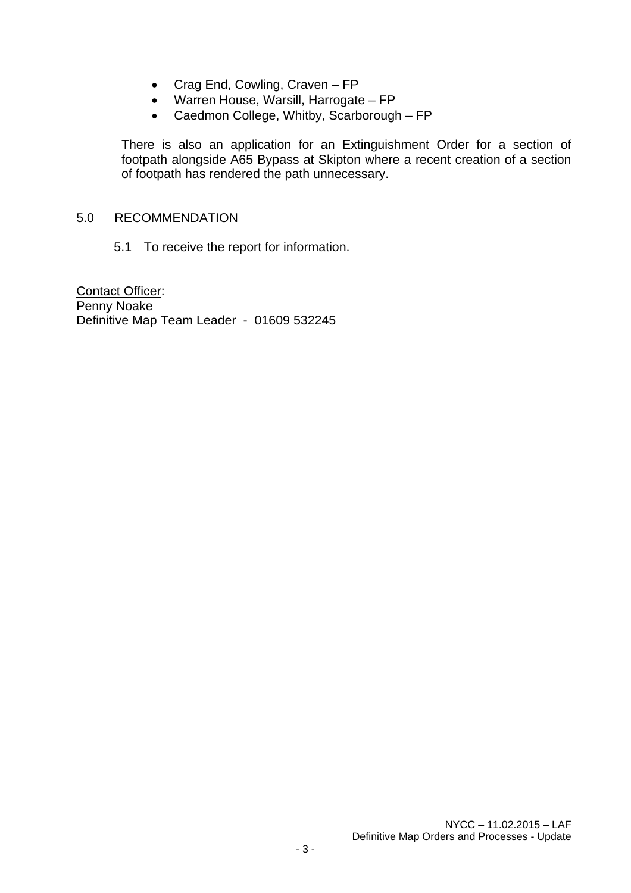- Crag End, Cowling, Craven – FP
- Warren House, Warsill, Harrogate – FP
- Caedmon College, Whitby, Scarborough – FP

There is also an application for an Extinguishment Order for a section of footpath alongside A65 Bypass at Skipton where a recent creation of a section of footpath has rendered the path unnecessary.

## 5.0 RECOMMENDATION

5.1 To receive the report for information.

Contact Officer:
Penny Noake
Definitive Map Team Leader - 01609 532245